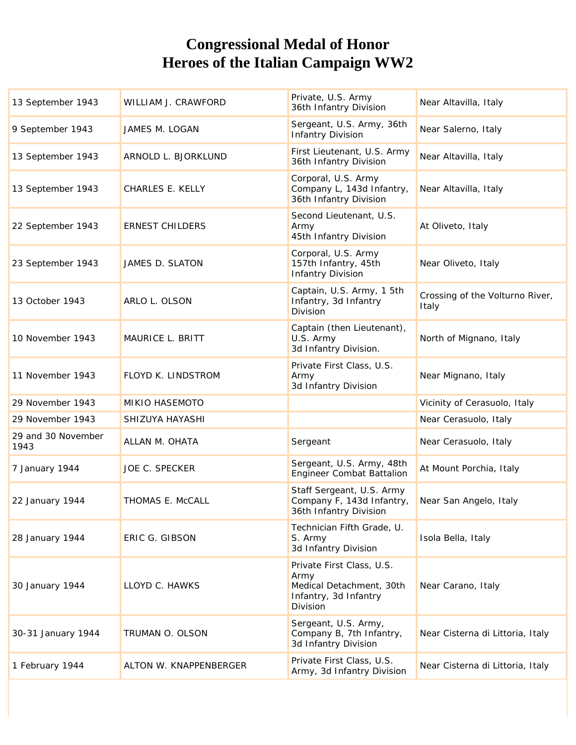# Congressional Medal of Honor
# Heroes of the Italian Campaign WW2

| | | | |
|---|---|---|---|
| 13 September 1943 | WILLIAM J. CRAWFORD | Private, U.S. Army 36th Infantry Division | Near Altavilla, Italy |
| 9 September 1943 | JAMES M. LOGAN | Sergeant, U.S. Army, 36th Infantry Division | Near Salerno, Italy |
| 13 September 1943 | ARNOLD L. BJORKLUND | First Lieutenant, U.S. Army 36th Infantry Division | Near Altavilla, Italy |
| 13 September 1943 | CHARLES E. KELLY | Corporal, U.S. Army Company L, 143d Infantry, 36th Infantry Division | Near Altavilla, Italy |
| 22 September 1943 | ERNEST CHILDERS | Second Lieutenant, U.S. Army 45th Infantry Division | At Oliveto, Italy |
| 23 September 1943 | JAMES D. SLATON | Corporal, U.S. Army 157th Infantry, 45th Infantry Division | Near Oliveto, Italy |
| 13 October 1943 | ARLO L. OLSON | Captain, U.S. Army, 1 5th Infantry, 3d Infantry Division | Crossing of the Volturno River, Italy |
| 10 November 1943 | MAURICE L. BRITT | Captain (then Lieutenant), U.S. Army 3d Infantry Division. | North of Mignano, Italy |
| 11 November 1943 | FLOYD K. LINDSTROM | Private First Class, U.S. Army 3d Infantry Division | Near Mignano, Italy |
| 29 November 1943 | MIKIO HASEMOTO | | Vicinity of Cerasuolo, Italy |
| 29 November 1943 | SHIZUYA HAYASHI | | Near Cerasuolo, Italy |
| 29 and 30 November 1943 | ALLAN M. OHATA | Sergeant | Near Cerasuolo, Italy |
| 7 January 1944 | JOE C. SPECKER | Sergeant, U.S. Army, 48th Engineer Combat Battalion | At Mount Porchia, Italy |
| 22 January 1944 | THOMAS E. McCALL | Staff Sergeant, U.S. Army Company F, 143d Infantry, 36th Infantry Division | Near San Angelo, Italy |
| 28 January 1944 | ERIC G. GIBSON | Technician Fifth Grade, U. S. Army 3d Infantry Division | Isola Bella, Italy |
| 30 January 1944 | LLOYD C. HAWKS | Private First Class, U.S. Army Medical Detachment, 30th Infantry, 3d Infantry Division | Near Carano, Italy |
| 30-31 January 1944 | TRUMAN O. OLSON | Sergeant, U.S. Army, Company B, 7th Infantry, 3d Infantry Division | Near Cisterna di Littoria, Italy |
| 1 February 1944 | ALTON W. KNAPPENBERGER | Private First Class, U.S. Army, 3d Infantry Division | Near Cisterna di Littoria, Italy |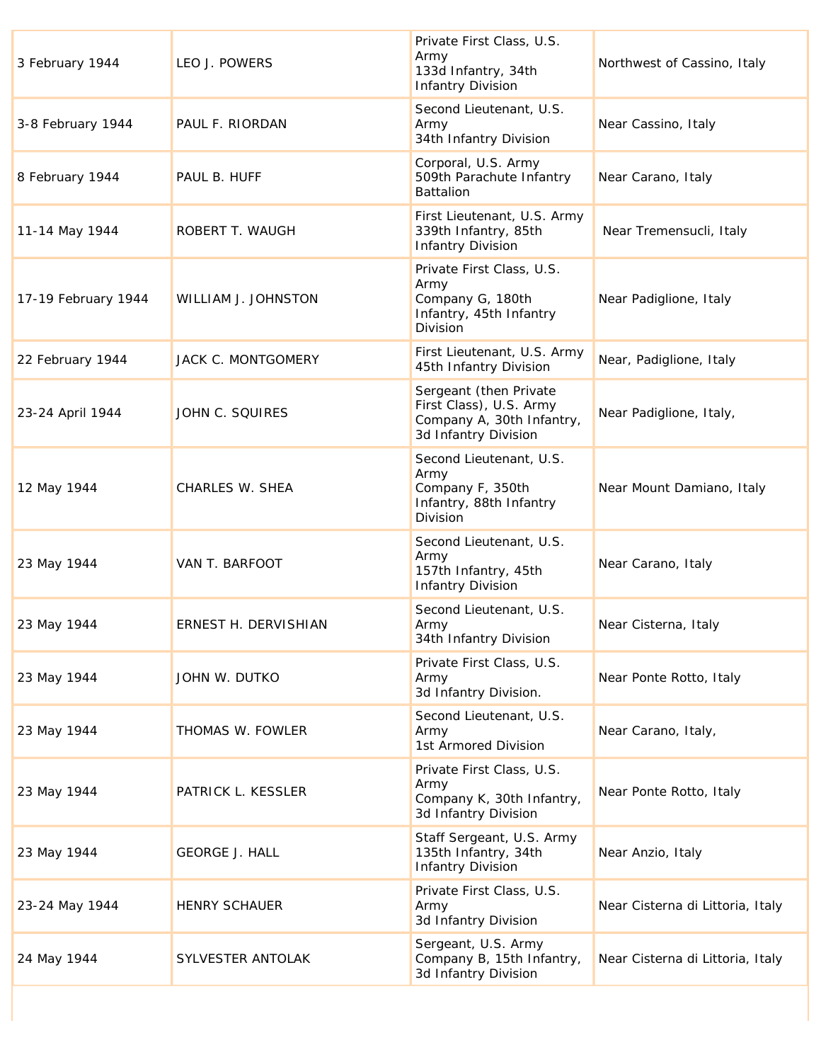| | | | |
|---|---|---|---|
| 3 February 1944 | LEO J. POWERS | Private First Class, U.S. Army<br>133d Infantry, 34th Infantry Division | Northwest of Cassino, Italy |
| 3-8 February 1944 | PAUL F. RIORDAN | Second Lieutenant, U.S. Army<br>34th Infantry Division | Near Cassino, Italy |
| 8 February 1944 | PAUL B. HUFF | Corporal, U.S. Army<br>509th Parachute Infantry Battalion | Near Carano, Italy |
| 11-14 May 1944 | ROBERT T. WAUGH | First Lieutenant, U.S. Army<br>339th Infantry, 85th Infantry Division | Near Tremensucli, Italy |
| 17-19 February 1944 | WILLIAM J. JOHNSTON | Private First Class, U.S. Army<br>Company G, 180th Infantry, 45th Infantry Division | Near Padiglione, Italy |
| 22 February 1944 | JACK C. MONTGOMERY | First Lieutenant, U.S. Army<br>45th Infantry Division | Near, Padiglione, Italy |
| 23-24 April 1944 | JOHN C. SQUIRES | Sergeant (then Private First Class), U.S. Army<br>Company A, 30th Infantry, 3d Infantry Division | Near Padiglione, Italy, |
| 12 May 1944 | CHARLES W. SHEA | Second Lieutenant, U.S. Army<br>Company F, 350th Infantry, 88th Infantry Division | Near Mount Damiano, Italy |
| 23 May 1944 | VAN T. BARFOOT | Second Lieutenant, U.S. Army<br>157th Infantry, 45th Infantry Division | Near Carano, Italy |
| 23 May 1944 | ERNEST H. DERVISHIAN | Second Lieutenant, U.S. Army<br>34th Infantry Division | Near Cisterna, Italy |
| 23 May 1944 | JOHN W. DUTKO | Private First Class, U.S. Army<br>3d Infantry Division. | Near Ponte Rotto, Italy |
| 23 May 1944 | THOMAS W. FOWLER | Second Lieutenant, U.S. Army<br>1st Armored Division | Near Carano, Italy, |
| 23 May 1944 | PATRICK L. KESSLER | Private First Class, U.S. Army<br>Company K, 30th Infantry, 3d Infantry Division | Near Ponte Rotto, Italy |
| 23 May 1944 | GEORGE J. HALL | Staff Sergeant, U.S. Army<br>135th Infantry, 34th Infantry Division | Near Anzio, Italy |
| 23-24 May 1944 | HENRY SCHAUER | Private First Class, U.S. Army<br>3d Infantry Division | Near Cisterna di Littoria, Italy |
| 24 May 1944 | SYLVESTER ANTOLAK | Sergeant, U.S. Army<br>Company B, 15th Infantry, 3d Infantry Division | Near Cisterna di Littoria, Italy |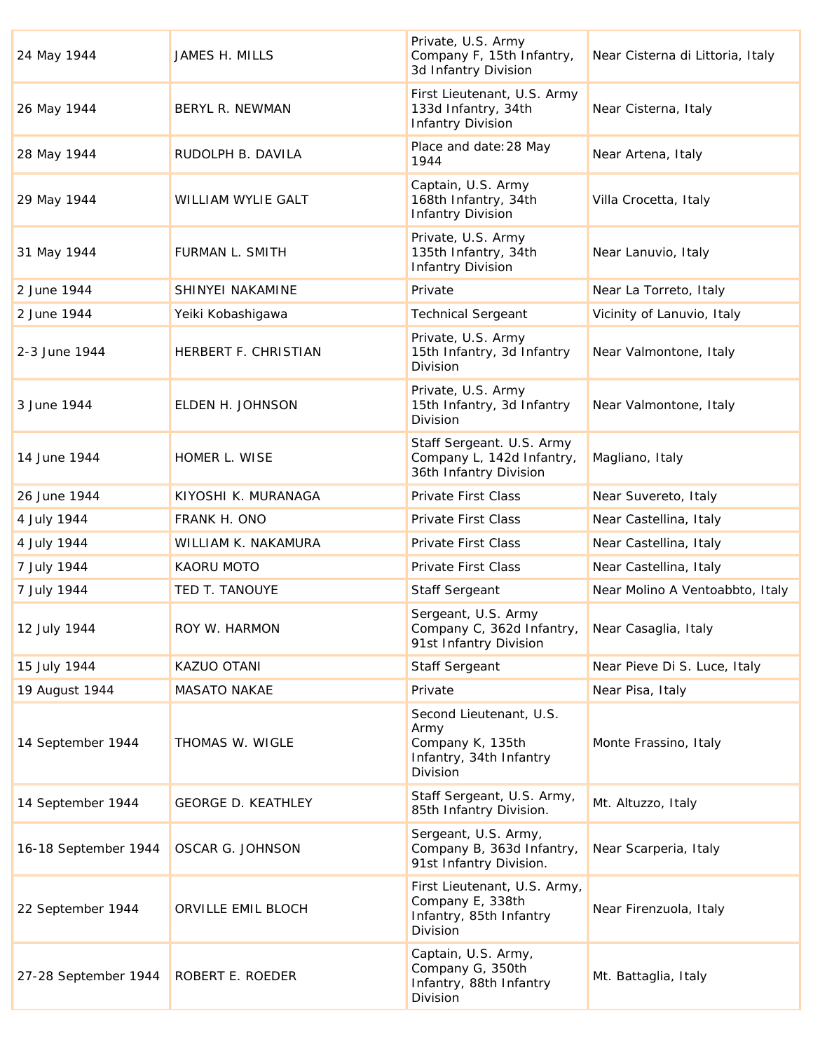| | | | |
|---|---|---|---|
| 24 May 1944 | JAMES H. MILLS | Private, U.S. Army Company F, 15th Infantry, 3d Infantry Division | Near Cisterna di Littoria, Italy |
| 26 May 1944 | BERYL R. NEWMAN | First Lieutenant, U.S. Army 133d Infantry, 34th Infantry Division | Near Cisterna, Italy |
| 28 May 1944 | RUDOLPH B. DAVILA | Place and date:28 May 1944 | Near Artena, Italy |
| 29 May 1944 | WILLIAM WYLIE GALT | Captain, U.S. Army 168th Infantry, 34th Infantry Division | Villa Crocetta, Italy |
| 31 May 1944 | FURMAN L. SMITH | Private, U.S. Army 135th Infantry, 34th Infantry Division | Near Lanuvio, Italy |
| 2 June 1944 | SHINYEI NAKAMINE | Private | Near La Torreto, Italy |
| 2 June 1944 | Yeiki Kobashigawa | Technical Sergeant | Vicinity of Lanuvio, Italy |
| 2-3 June 1944 | HERBERT F. CHRISTIAN | Private, U.S. Army 15th Infantry, 3d Infantry Division | Near Valmontone, Italy |
| 3 June 1944 | ELDEN H. JOHNSON | Private, U.S. Army 15th Infantry, 3d Infantry Division | Near Valmontone, Italy |
| 14 June 1944 | HOMER L. WISE | Staff Sergeant. U.S. Army Company L, 142d Infantry, 36th Infantry Division | Magliano, Italy |
| 26 June 1944 | KIYOSHI K. MURANAGA | Private First Class | Near Suvereto, Italy |
| 4 July 1944 | FRANK H. ONO | Private First Class | Near Castellina, Italy |
| 4 July 1944 | WILLIAM K. NAKAMURA | Private First Class | Near Castellina, Italy |
| 7 July 1944 | KAORU MOTO | Private First Class | Near Castellina, Italy |
| 7 July 1944 | TED T. TANOUYE | Staff Sergeant | Near Molino A Ventoabbto, Italy |
| 12 July 1944 | ROY W. HARMON | Sergeant, U.S. Army Company C, 362d Infantry, 91st Infantry Division | Near Casaglia, Italy |
| 15 July 1944 | KAZUO OTANI | Staff Sergeant | Near Pieve Di S. Luce, Italy |
| 19 August 1944 | MASATO NAKAE | Private | Near Pisa, Italy |
| 14 September 1944 | THOMAS W. WIGLE | Second Lieutenant, U.S. Army Company K, 135th Infantry, 34th Infantry Division | Monte Frassino, Italy |
| 14 September 1944 | GEORGE D. KEATHLEY | Staff Sergeant, U.S. Army, 85th Infantry Division. | Mt. Altuzzo, Italy |
| 16-18 September 1944 | OSCAR G. JOHNSON | Sergeant, U.S. Army, Company B, 363d Infantry, 91st Infantry Division. | Near Scarperia, Italy |
| 22 September 1944 | ORVILLE EMIL BLOCH | First Lieutenant, U.S. Army, Company E, 338th Infantry, 85th Infantry Division | Near Firenzuola, Italy |
| 27-28 September 1944 | ROBERT E. ROEDER | Captain, U.S. Army, Company G, 350th Infantry, 88th Infantry Division | Mt. Battaglia, Italy |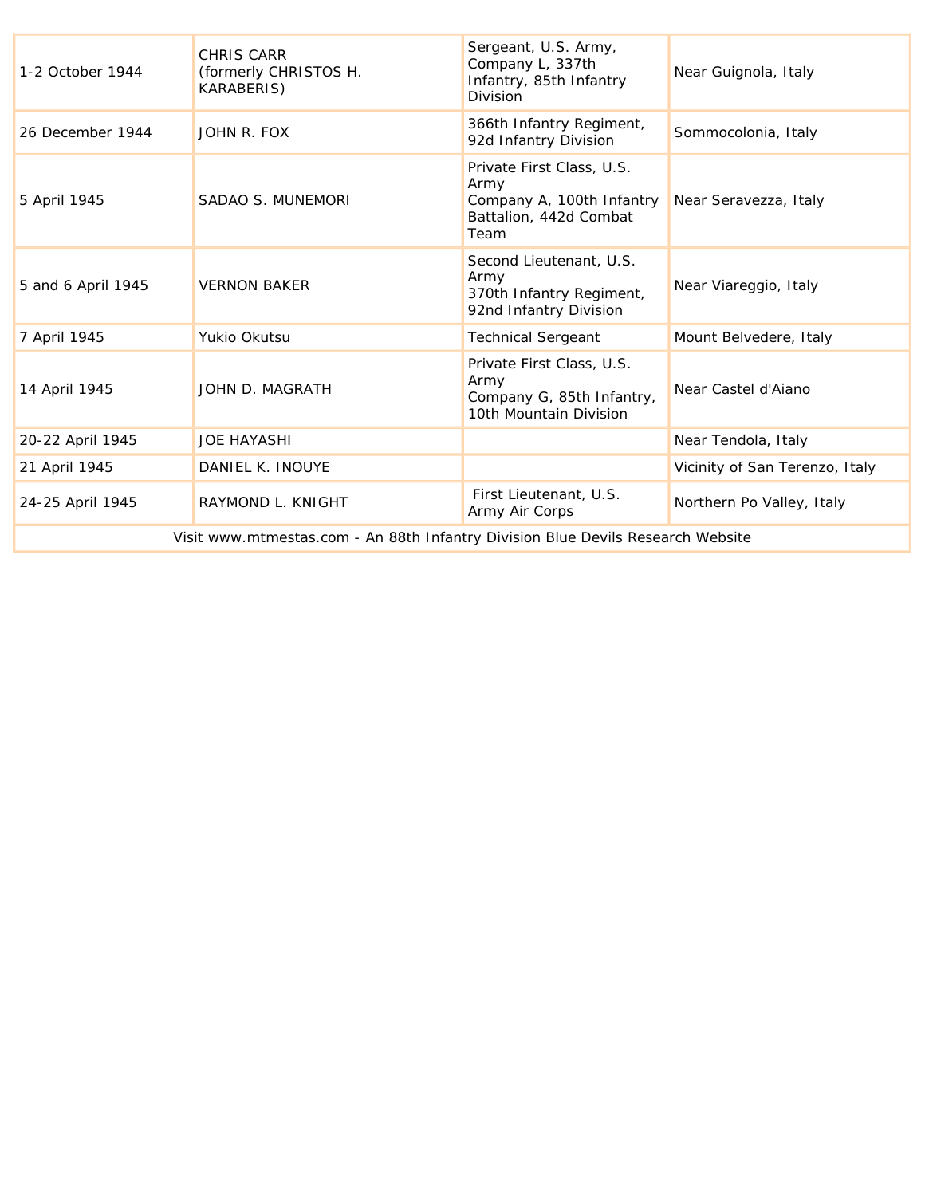| | | | |
|---|---|---|---|
| 1-2 October 1944 | CHRIS CARR (formerly CHRISTOS H. KARABERIS) | Sergeant, U.S. Army, Company L, 337th Infantry, 85th Infantry Division | Near Guignola, Italy |
| 26 December 1944 | JOHN R. FOX | 366th Infantry Regiment, 92d Infantry Division | Sommocolonia, Italy |
| 5 April 1945 | SADAO S. MUNEMORI | Private First Class, U.S. Army Company A, 100th Infantry Battalion, 442d Combat Team | Near Seravezza, Italy |
| 5 and 6 April 1945 | VERNON BAKER | Second Lieutenant, U.S. Army 370th Infantry Regiment, 92nd Infantry Division | Near Viareggio, Italy |
| 7 April 1945 | Yukio Okutsu | Technical Sergeant | Mount Belvedere, Italy |
| 14 April 1945 | JOHN D. MAGRATH | Private First Class, U.S. Army Company G, 85th Infantry, 10th Mountain Division | Near Castel d'Aiano |
| 20-22 April 1945 | JOE HAYASHI | | Near Tendola, Italy |
| 21 April 1945 | DANIEL K. INOUYE | | Vicinity of San Terenzo, Italy |
| 24-25 April 1945 | RAYMOND L. KNIGHT | First Lieutenant, U.S. Army Air Corps | Northern Po Valley, Italy |

Visit www.mtmestas.com - An 88th Infantry Division Blue Devils Research Website